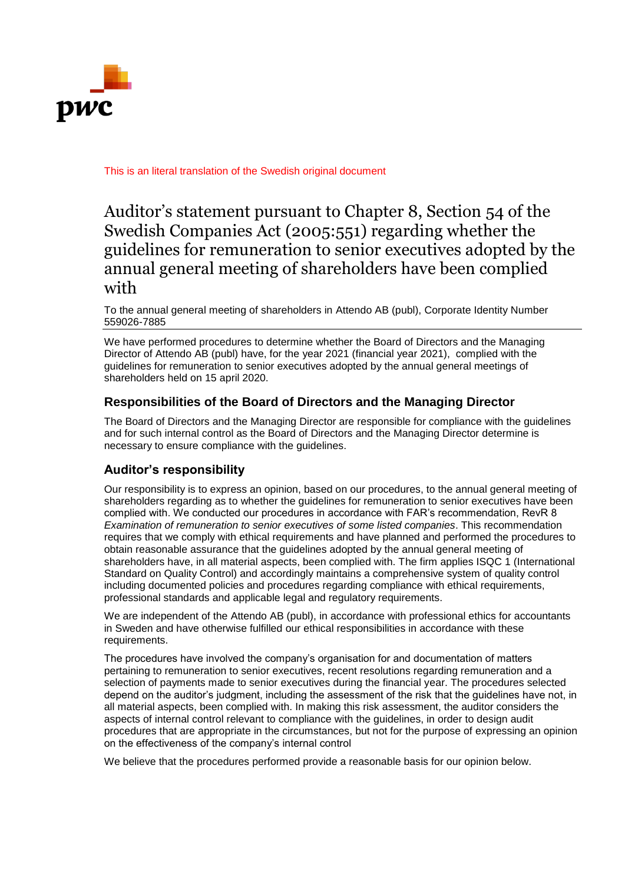This is an literal translation of the Swedish original document

# Auditor's statement pursuant to Chapter 8, Section 54 of the Swedish Companies Act (2005:551) regarding whether the guidelines for remuneration to senior executives adopted by the annual general meeting of shareholders have been complied with

To the annual general meeting of shareholders in Attendo AB (publ), Corporate Identity Number 559026-7885

We have performed procedures to determine whether the Board of Directors and the Managing Director of Attendo AB (publ) have, for the year 2021 (financial year 2021), complied with the guidelines for remuneration to senior executives adopted by the annual general meetings of shareholders held on 15 april 2020.

## Responsibilities of the Board of Directors and the Managing Director

The Board of Directors and the Managing Director are responsible for compliance with the guidelines and for such internal control as the Board of Directors and the Managing Director determine is necessary to ensure compliance with the guidelines.

## Auditor's responsibility

Our responsibility is to express an opinion, based on our procedures, to the annual general meeting of shareholders regarding as to whether the guidelines for remuneration to senior executives have been complied with. We conducted our procedures in accordance with FAR's recommendation, RevR 8 *Examination of remuneration to senior executives of some listed companies*. This recommendation requires that we comply with ethical requirements and have planned and performed the procedures to obtain reasonable assurance that the guidelines adopted by the annual general meeting of shareholders have, in all material aspects, been complied with. The firm applies ISQC 1 (International Standard on Quality Control) and accordingly maintains a comprehensive system of quality control including documented policies and procedures regarding compliance with ethical requirements, professional standards and applicable legal and regulatory requirements.

We are independent of the Attendo AB (publ), in accordance with professional ethics for accountants in Sweden and have otherwise fulfilled our ethical responsibilities in accordance with these requirements.

The procedures have involved the company's organisation for and documentation of matters pertaining to remuneration to senior executives, recent resolutions regarding remuneration and a selection of payments made to senior executives during the financial year. The procedures selected depend on the auditor's judgment, including the assessment of the risk that the guidelines have not, in all material aspects, been complied with. In making this risk assessment, the auditor considers the aspects of internal control relevant to compliance with the guidelines, in order to design audit procedures that are appropriate in the circumstances, but not for the purpose of expressing an opinion on the effectiveness of the company's internal control

We believe that the procedures performed provide a reasonable basis for our opinion below.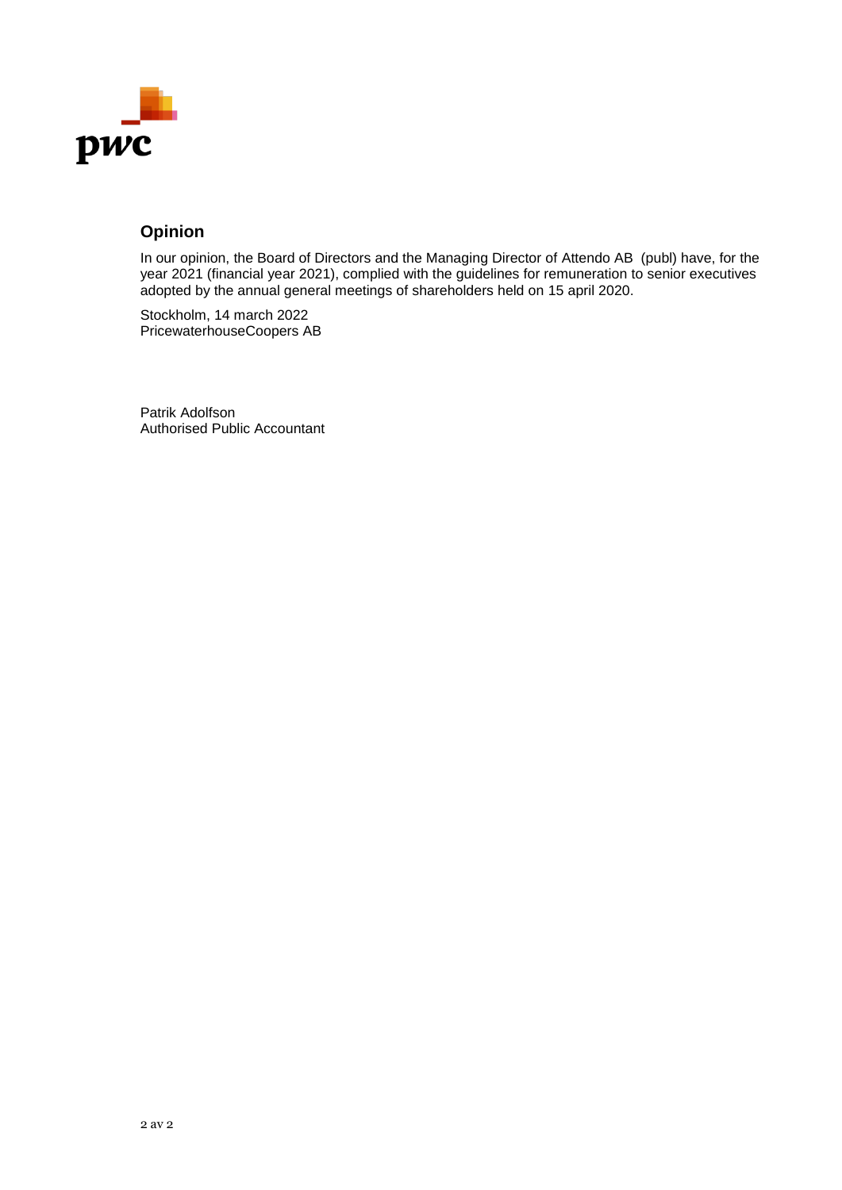## Opinion

In our opinion, the Board of Directors and the Managing Director of Attendo AB (publ) have, for the year 2021 (financial year 2021), complied with the guidelines for remuneration to senior executives adopted by the annual general meetings of shareholders held on 15 april 2020.

Stockholm, 14 march 2022
PricewaterhouseCoopers AB

Patrik Adolfson
Authorised Public Accountant